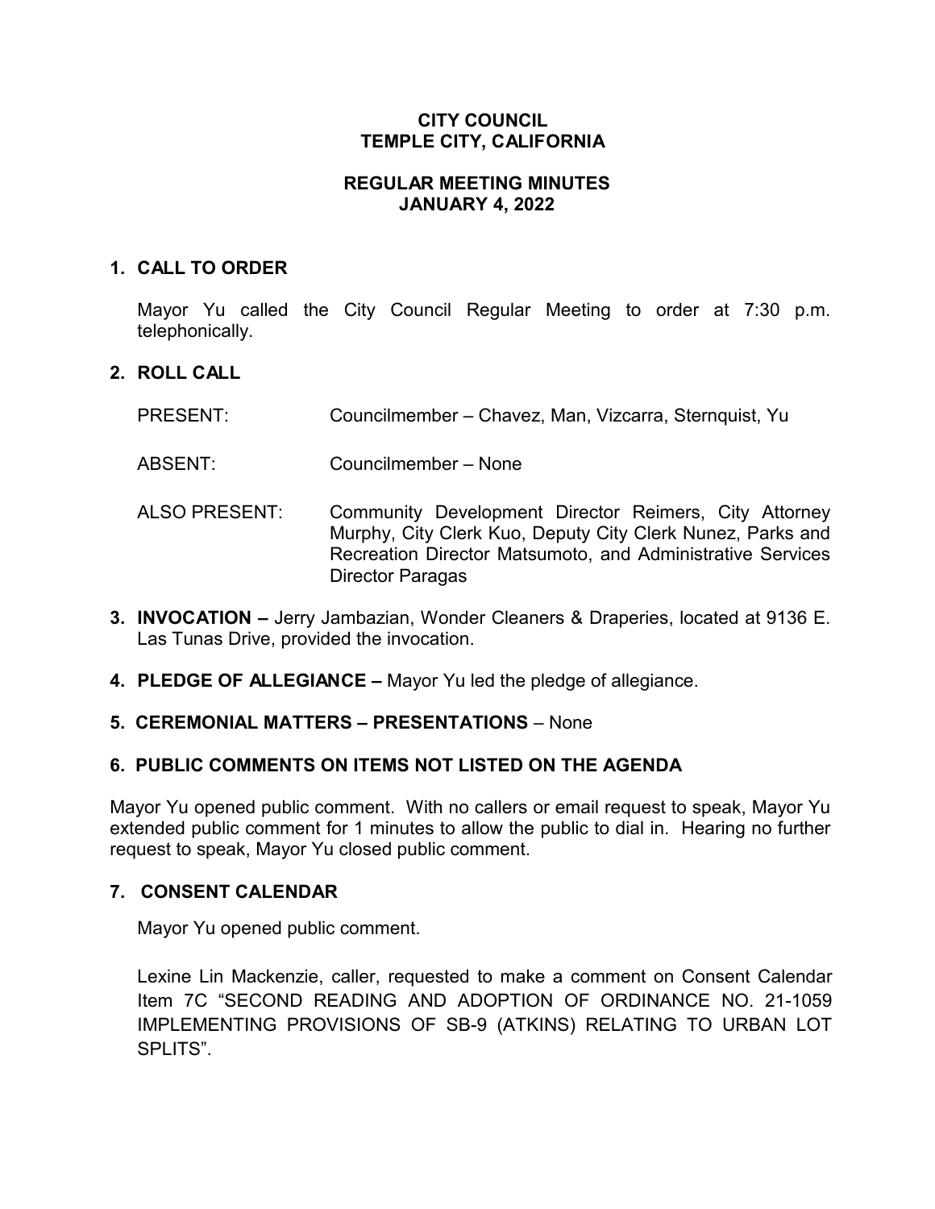# CITY COUNCIL
# TEMPLE CITY, CALIFORNIA

## REGULAR MEETING MINUTES
## JANUARY 4, 2022

### 1. CALL TO ORDER

Mayor Yu called the City Council Regular Meeting to order at 7:30 p.m. telephonically.

### 2. ROLL CALL

| | |
|---|---|
| PRESENT: | Councilmember – Chavez, Man, Vizcarra, Sternquist, Yu |
| ABSENT: | Councilmember – None |
| ALSO PRESENT: | Community Development Director Reimers, City Attorney Murphy, City Clerk Kuo, Deputy City Clerk Nunez, Parks and Recreation Director Matsumoto, and Administrative Services Director Paragas |

**3. INVOCATION –** Jerry Jambazian, Wonder Cleaners & Draperies, located at 9136 E. Las Tunas Drive, provided the invocation.

**4. PLEDGE OF ALLEGIANCE –** Mayor Yu led the pledge of allegiance.

**5. CEREMONIAL MATTERS – PRESENTATIONS** – None

### 6. PUBLIC COMMENTS ON ITEMS NOT LISTED ON THE AGENDA

Mayor Yu opened public comment. With no callers or email request to speak, Mayor Yu extended public comment for 1 minutes to allow the public to dial in. Hearing no further request to speak, Mayor Yu closed public comment.

### 7. CONSENT CALENDAR

Mayor Yu opened public comment.

Lexine Lin Mackenzie, caller, requested to make a comment on Consent Calendar Item 7C "SECOND READING AND ADOPTION OF ORDINANCE NO. 21-1059 IMPLEMENTING PROVISIONS OF SB-9 (ATKINS) RELATING TO URBAN LOT SPLITS".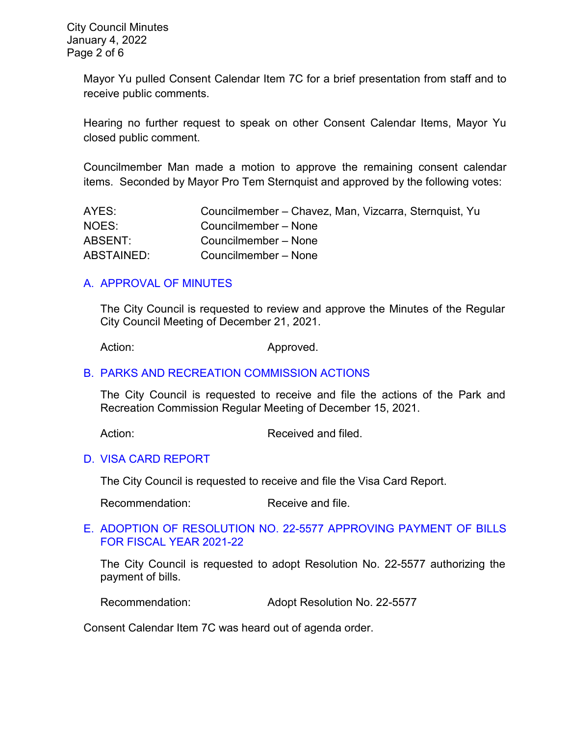Mayor Yu pulled Consent Calendar Item 7C for a brief presentation from staff and to receive public comments.

Hearing no further request to speak on other Consent Calendar Items, Mayor Yu closed public comment.

Councilmember Man made a motion to approve the remaining consent calendar items. Seconded by Mayor Pro Tem Sternquist and approved by the following votes:

| | |
|---|---|
| AYES: | Councilmember – Chavez, Man, Vizcarra, Sternquist, Yu |
| NOES: | Councilmember – None |
| ABSENT: | Councilmember – None |
| ABSTAINED: | Councilmember – None |

## A. APPROVAL OF MINUTES

The City Council is requested to review and approve the Minutes of the Regular City Council Meeting of December 21, 2021.

Action: Approved.

## B. PARKS AND RECREATION COMMISSION ACTIONS

The City Council is requested to receive and file the actions of the Park and Recreation Commission Regular Meeting of December 15, 2021.

Action: Received and filed.

## D. VISA CARD REPORT

The City Council is requested to receive and file the Visa Card Report.

Recommendation: Receive and file.

## E. ADOPTION OF RESOLUTION NO. 22-5577 APPROVING PAYMENT OF BILLS FOR FISCAL YEAR 2021-22

The City Council is requested to adopt Resolution No. 22-5577 authorizing the payment of bills.

Recommendation: Adopt Resolution No. 22-5577

Consent Calendar Item 7C was heard out of agenda order.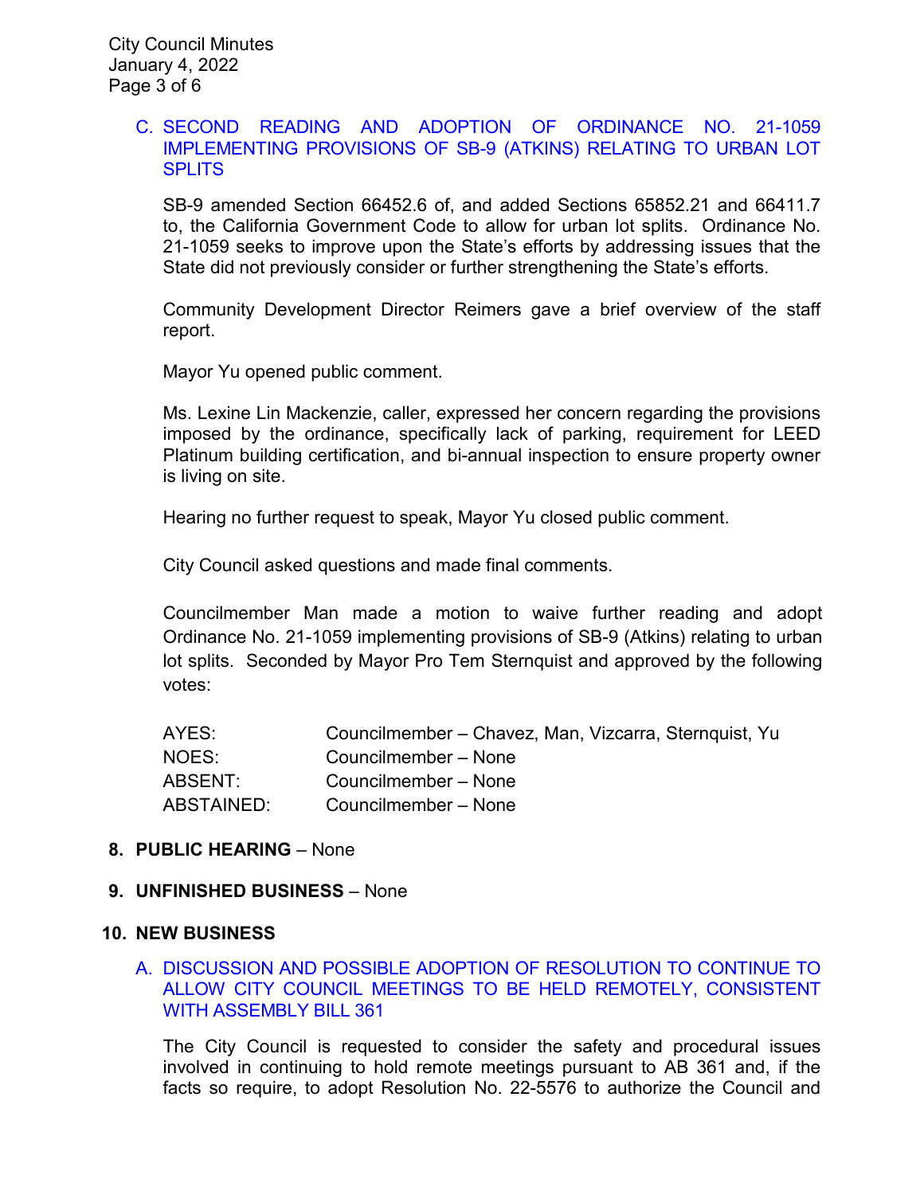C. SECOND READING AND ADOPTION OF ORDINANCE NO. 21-1059 IMPLEMENTING PROVISIONS OF SB-9 (ATKINS) RELATING TO URBAN LOT SPLITS

SB-9 amended Section 66452.6 of, and added Sections 65852.21 and 66411.7 to, the California Government Code to allow for urban lot splits. Ordinance No. 21-1059 seeks to improve upon the State's efforts by addressing issues that the State did not previously consider or further strengthening the State's efforts.

Community Development Director Reimers gave a brief overview of the staff report.

Mayor Yu opened public comment.

Ms. Lexine Lin Mackenzie, caller, expressed her concern regarding the provisions imposed by the ordinance, specifically lack of parking, requirement for LEED Platinum building certification, and bi-annual inspection to ensure property owner is living on site.

Hearing no further request to speak, Mayor Yu closed public comment.

City Council asked questions and made final comments.

Councilmember Man made a motion to waive further reading and adopt Ordinance No. 21-1059 implementing provisions of SB-9 (Atkins) relating to urban lot splits. Seconded by Mayor Pro Tem Sternquist and approved by the following votes:

| | |
|---|---|
| AYES: | Councilmember – Chavez, Man, Vizcarra, Sternquist, Yu |
| NOES: | Councilmember – None |
| ABSENT: | Councilmember – None |
| ABSTAINED: | Councilmember – None |

**8. PUBLIC HEARING** – None

**9. UNFINISHED BUSINESS** – None

**10. NEW BUSINESS**

A. DISCUSSION AND POSSIBLE ADOPTION OF RESOLUTION TO CONTINUE TO ALLOW CITY COUNCIL MEETINGS TO BE HELD REMOTELY, CONSISTENT WITH ASSEMBLY BILL 361

The City Council is requested to consider the safety and procedural issues involved in continuing to hold remote meetings pursuant to AB 361 and, if the facts so require, to adopt Resolution No. 22-5576 to authorize the Council and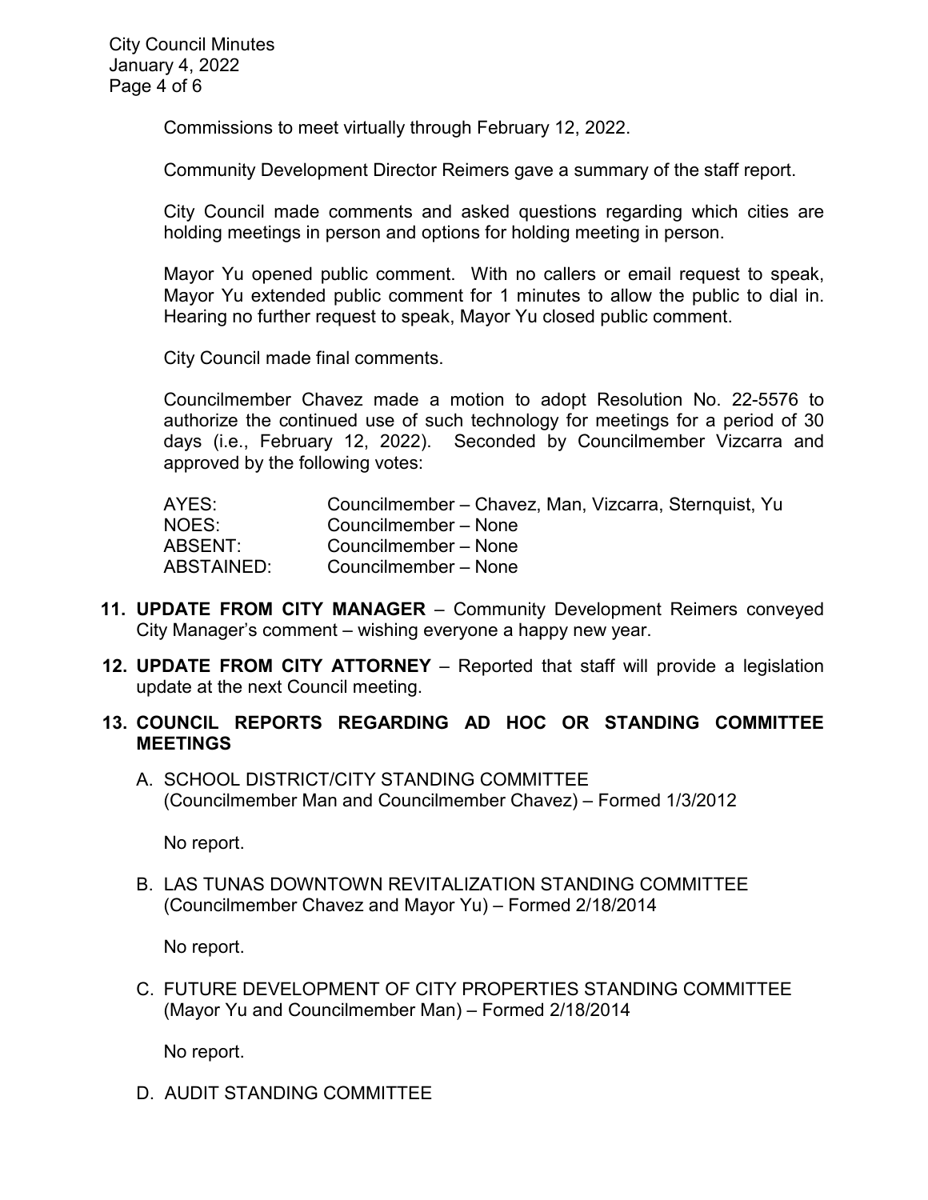Commissions to meet virtually through February 12, 2022.

Community Development Director Reimers gave a summary of the staff report.

City Council made comments and asked questions regarding which cities are holding meetings in person and options for holding meeting in person.

Mayor Yu opened public comment. With no callers or email request to speak, Mayor Yu extended public comment for 1 minutes to allow the public to dial in. Hearing no further request to speak, Mayor Yu closed public comment.

City Council made final comments.

Councilmember Chavez made a motion to adopt Resolution No. 22-5576 to authorize the continued use of such technology for meetings for a period of 30 days (i.e., February 12, 2022). Seconded by Councilmember Vizcarra and approved by the following votes:

| | |
|---|---|
| AYES: | Councilmember – Chavez, Man, Vizcarra, Sternquist, Yu |
| NOES: | Councilmember – None |
| ABSENT: | Councilmember – None |
| ABSTAINED: | Councilmember – None |

11. **UPDATE FROM CITY MANAGER** – Community Development Reimers conveyed City Manager's comment – wishing everyone a happy new year.

12. **UPDATE FROM CITY ATTORNEY** – Reported that staff will provide a legislation update at the next Council meeting.

13. **COUNCIL REPORTS REGARDING AD HOC OR STANDING COMMITTEE MEETINGS**

    A. SCHOOL DISTRICT/CITY STANDING COMMITTEE
    (Councilmember Man and Councilmember Chavez) – Formed 1/3/2012

    No report.

    B. LAS TUNAS DOWNTOWN REVITALIZATION STANDING COMMITTEE
    (Councilmember Chavez and Mayor Yu) – Formed 2/18/2014

    No report.

    C. FUTURE DEVELOPMENT OF CITY PROPERTIES STANDING COMMITTEE
    (Mayor Yu and Councilmember Man) – Formed 2/18/2014

    No report.

    D. AUDIT STANDING COMMITTEE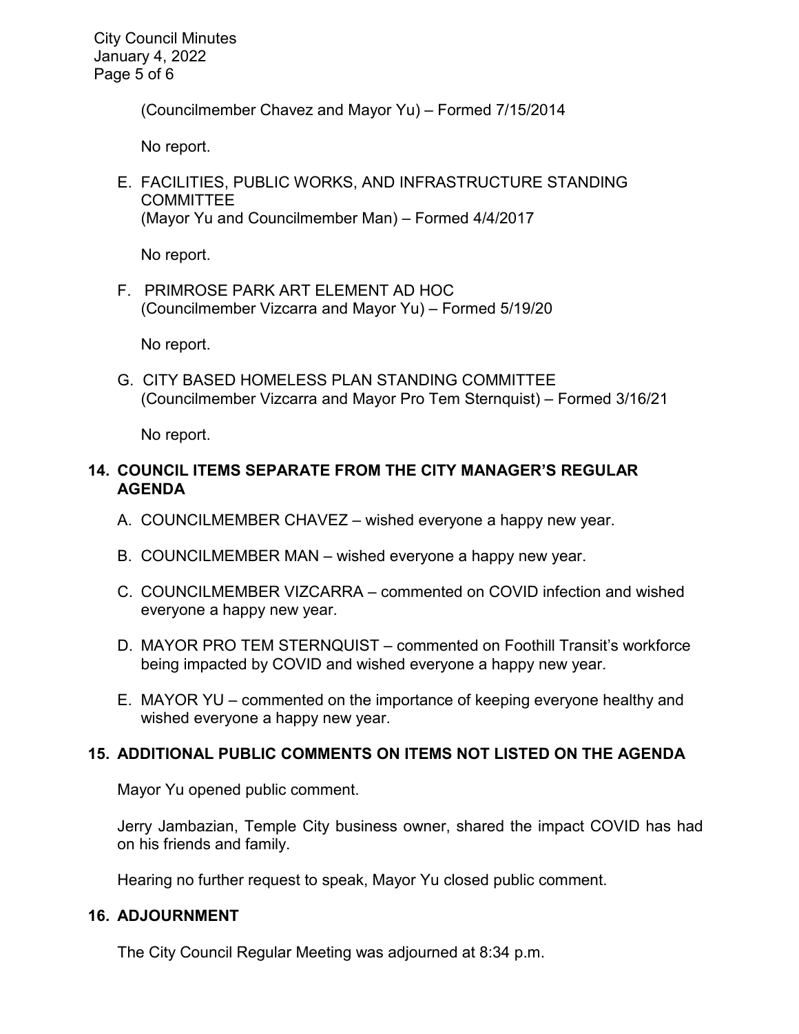(Councilmember Chavez and Mayor Yu) – Formed 7/15/2014

No report.

E. FACILITIES, PUBLIC WORKS, AND INFRASTRUCTURE STANDING COMMITTEE
(Mayor Yu and Councilmember Man) – Formed 4/4/2017

No report.

F. PRIMROSE PARK ART ELEMENT AD HOC
(Councilmember Vizcarra and Mayor Yu) – Formed 5/19/20

No report.

G. CITY BASED HOMELESS PLAN STANDING COMMITTEE
(Councilmember Vizcarra and Mayor Pro Tem Sternquist) – Formed 3/16/21

No report.

## 14. COUNCIL ITEMS SEPARATE FROM THE CITY MANAGER'S REGULAR AGENDA

A. COUNCILMEMBER CHAVEZ – wished everyone a happy new year.

B. COUNCILMEMBER MAN – wished everyone a happy new year.

C. COUNCILMEMBER VIZCARRA – commented on COVID infection and wished everyone a happy new year.

D. MAYOR PRO TEM STERNQUIST – commented on Foothill Transit's workforce being impacted by COVID and wished everyone a happy new year.

E. MAYOR YU – commented on the importance of keeping everyone healthy and wished everyone a happy new year.

## 15. ADDITIONAL PUBLIC COMMENTS ON ITEMS NOT LISTED ON THE AGENDA

Mayor Yu opened public comment.

Jerry Jambazian, Temple City business owner, shared the impact COVID has had on his friends and family.

Hearing no further request to speak, Mayor Yu closed public comment.

## 16. ADJOURNMENT

The City Council Regular Meeting was adjourned at 8:34 p.m.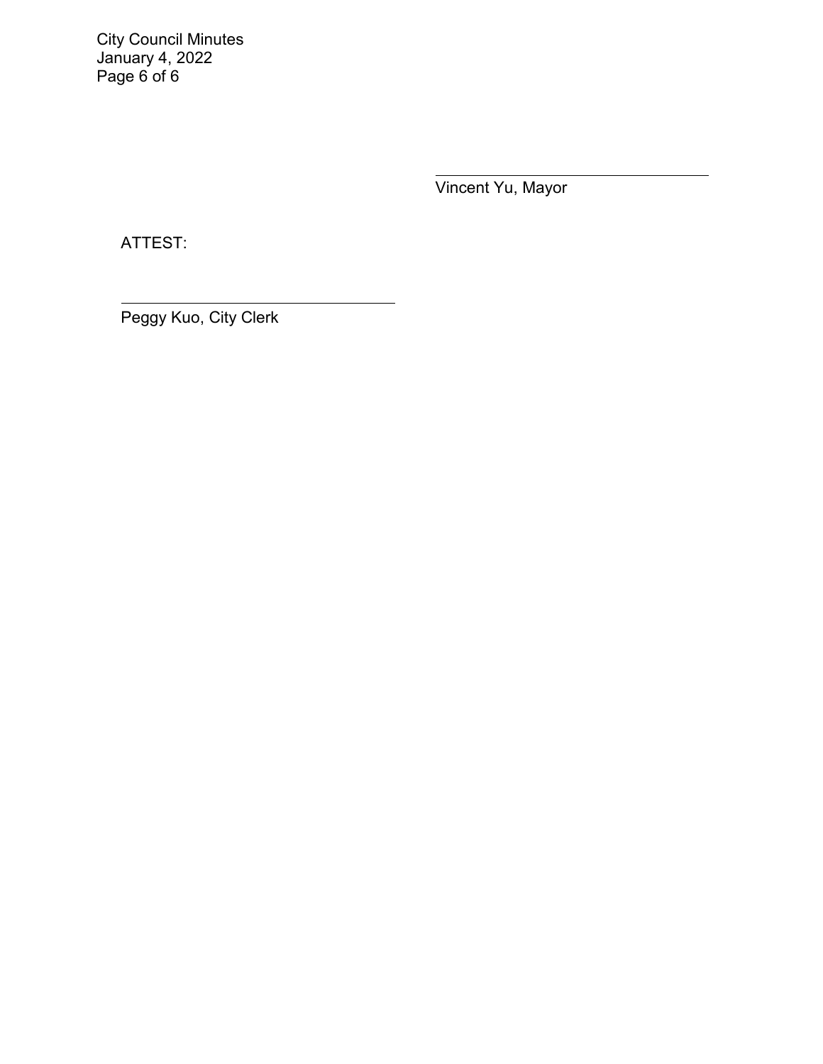Vincent Yu, Mayor

ATTEST:

Peggy Kuo, City Clerk